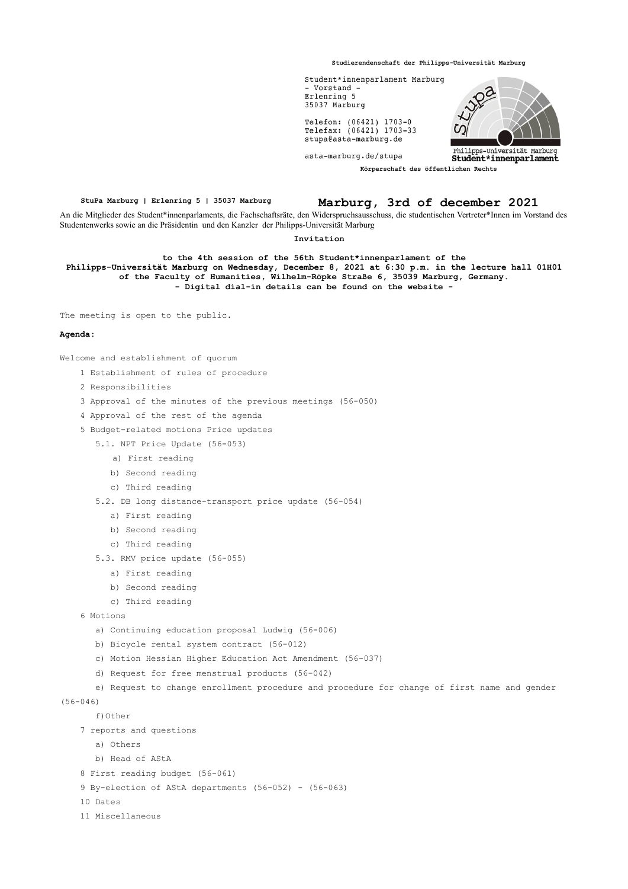Studierendenschaft der Philipps-Universität Marburg

Student*innenparlament Marburg
- Vorstand -
Erlenring 5
35037 Marburg

Telefon: (06421) 1703-0
Telefax: (06421) 1703-33
stupa@asta-marburg.de

asta-marburg.de/stupa

Philipps-Universität Marburg
**Student*innenparlament**

**Körperschaft des öffentlichen Rechts**

**StuPa Marburg | Erlenring 5 | 35037 Marburg**

**Marburg, 3rd of december 2021**

An die Mitglieder des Student*innenparlaments, die Fachschaftsräte, den Widerspruchsausschuss, die studentischen Vertreter*Innen im Vorstand des Studentenwerks sowie an die Präsidentin und den Kanzler der Philipps-Universität Marburg

**Invitation**

**to the 4th session of the 56th Student*innenparlament of the Philipps-Universität Marburg on Wednesday, December 8, 2021 at 6:30 p.m. in the lecture hall 01H01 of the Faculty of Humanities, Wilhelm-Röpke Straße 6, 35039 Marburg, Germany.**
**- Digital dial-in details can be found on the website -**

The meeting is open to the public.

**Agenda:**

Welcome and establishment of quorum

1 Establishment of rules of procedure

2 Responsibilities

3 Approval of the minutes of the previous meetings (56-050)

4 Approval of the rest of the agenda

5 Budget-related motions Price updates

- 5.1. NPT Price Update (56-053)
  - a) First reading
  - b) Second reading
  - c) Third reading
- 5.2. DB long distance-transport price update (56-054)
  - a) First reading
  - b) Second reading
  - c) Third reading
- 5.3. RMV price update (56-055)
  - a) First reading
  - b) Second reading
  - c) Third reading

6 Motions

- a) Continuing education proposal Ludwig (56-006)
- b) Bicycle rental system contract (56-012)
- c) Motion Hessian Higher Education Act Amendment (56-037)
- d) Request for free menstrual products (56-042)
- e) Request to change enrollment procedure and procedure for change of first name and gender (56-046)
- f) Other

7 reports and questions

- a) Others
- b) Head of AStA

8 First reading budget (56-061)

9 By-election of AStA departments (56-052) - (56-063)

10 Dates

11 Miscellaneous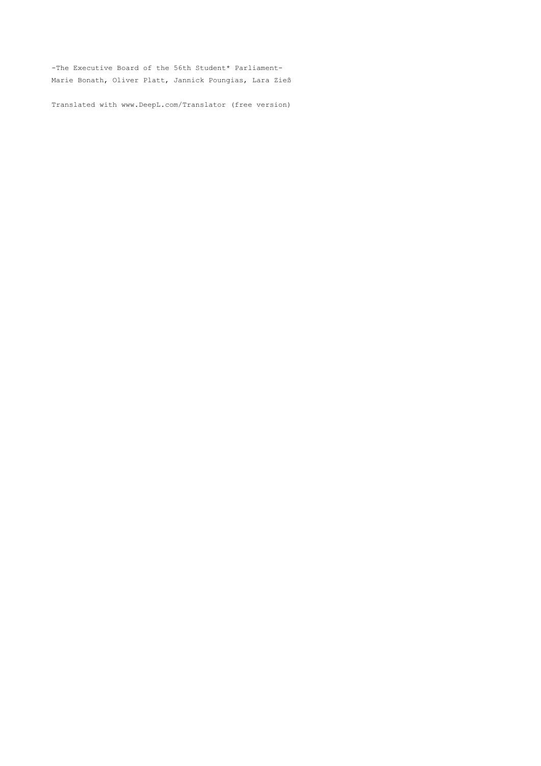-The Executive Board of the 56th Student* Parliament-
Marie Bonath, Oliver Platt, Jannick Poungias, Lara Zieß

Translated with www.DeepL.com/Translator (free version)